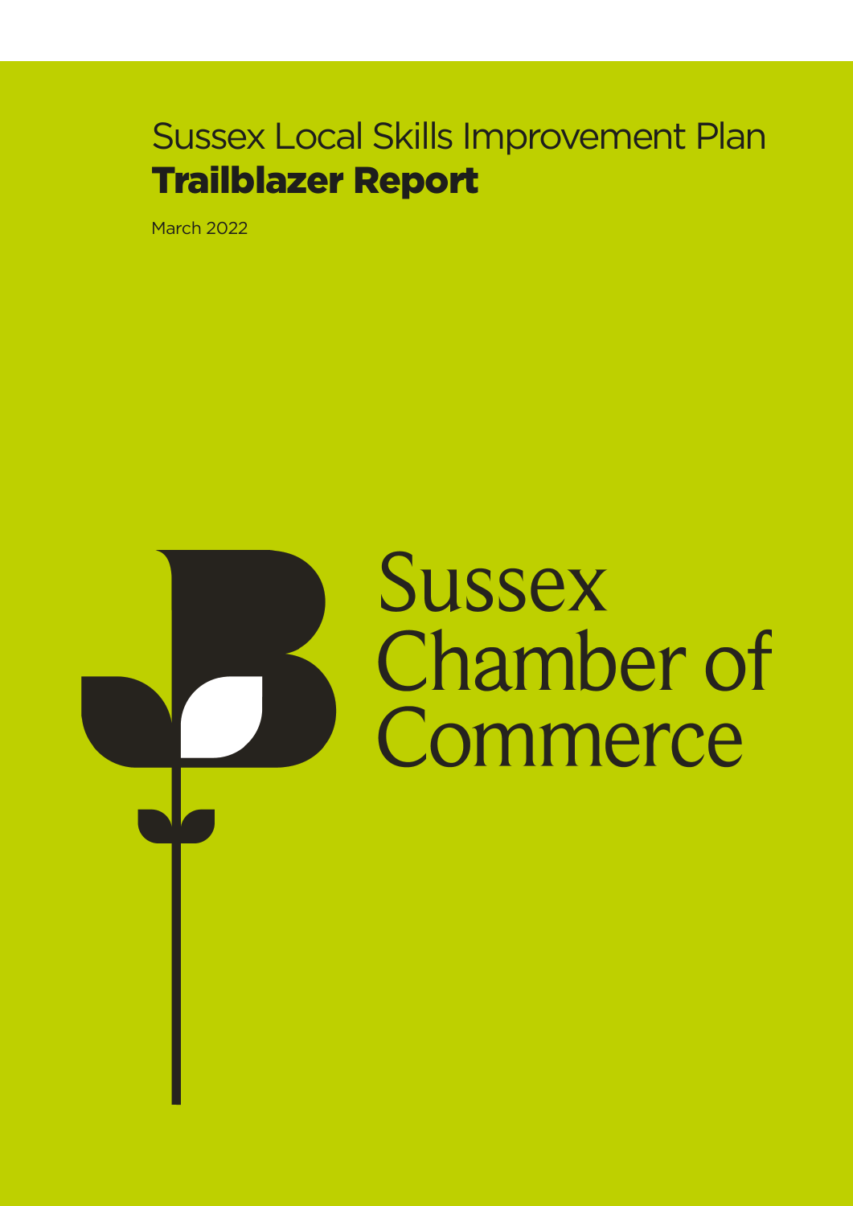# Sussex Local Skills Improvement Plan
# **Trailblazer Report**

March 2022

Sussex Chamber of Commerce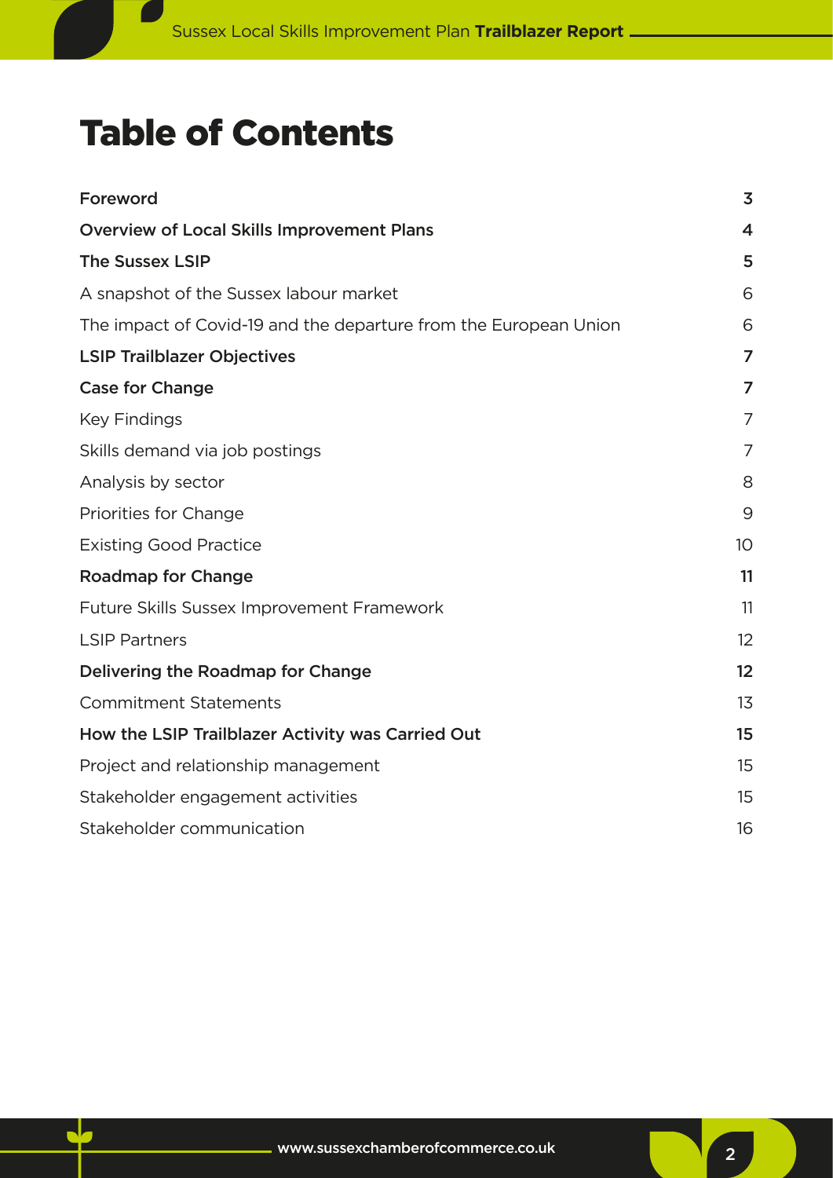# Table of Contents

| | |
|---|---|
| **Foreword** | **3** |
| **Overview of Local Skills Improvement Plans** | **4** |
| **The Sussex LSIP** | **5** |
| A snapshot of the Sussex labour market | 6 |
| The impact of Covid-19 and the departure from the European Union | 6 |
| **LSIP Trailblazer Objectives** | **7** |
| **Case for Change** | **7** |
| Key Findings | 7 |
| Skills demand via job postings | 7 |
| Analysis by sector | 8 |
| Priorities for Change | 9 |
| Existing Good Practice | 10 |
| **Roadmap for Change** | **11** |
| Future Skills Sussex Improvement Framework | 11 |
| LSIP Partners | 12 |
| **Delivering the Roadmap for Change** | **12** |
| Commitment Statements | 13 |
| **How the LSIP Trailblazer Activity was Carried Out** | **15** |
| Project and relationship management | 15 |
| Stakeholder engagement activities | 15 |
| Stakeholder communication | 16 |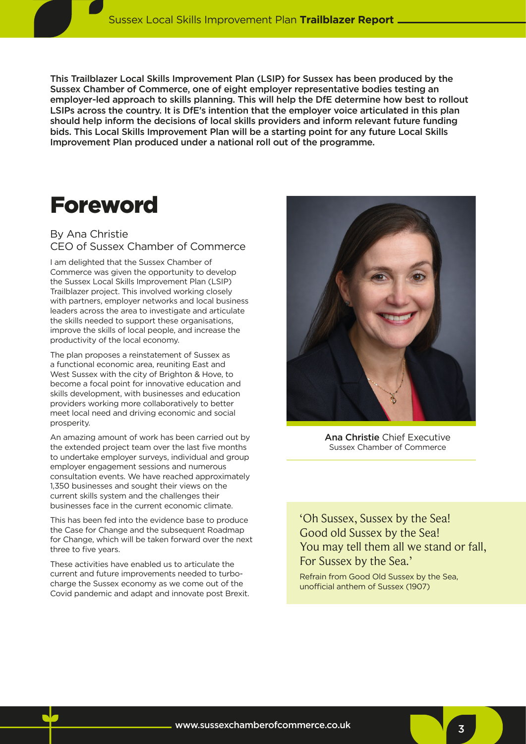**This Trailblazer Local Skills Improvement Plan (LSIP) for Sussex has been produced by the Sussex Chamber of Commerce, one of eight employer representative bodies testing an employer-led approach to skills planning. This will help the DfE determine how best to rollout LSIPs across the country. It is DfE's intention that the employer voice articulated in this plan should help inform the decisions of local skills providers and inform relevant future funding bids. This Local Skills Improvement Plan will be a starting point for any future Local Skills Improvement Plan produced under a national roll out of the programme.**

# Foreword

## By Ana Christie CEO of Sussex Chamber of Commerce

I am delighted that the Sussex Chamber of Commerce was given the opportunity to develop the Sussex Local Skills Improvement Plan (LSIP) Trailblazer project. This involved working closely with partners, employer networks and local business leaders across the area to investigate and articulate the skills needed to support these organisations, improve the skills of local people, and increase the productivity of the local economy.

The plan proposes a reinstatement of Sussex as a functional economic area, reuniting East and West Sussex with the city of Brighton & Hove, to become a focal point for innovative education and skills development, with businesses and education providers working more collaboratively to better meet local need and driving economic and social prosperity.

An amazing amount of work has been carried out by the extended project team over the last five months to undertake employer surveys, individual and group employer engagement sessions and numerous consultation events. We have reached approximately 1,350 businesses and sought their views on the current skills system and the challenges their businesses face in the current economic climate.

This has been fed into the evidence base to produce the Case for Change and the subsequent Roadmap for Change, which will be taken forward over the next three to five years.

These activities have enabled us to articulate the current and future improvements needed to turbo-charge the Sussex economy as we come out of the Covid pandemic and adapt and innovate post Brexit.

**Ana Christie** Chief Executive
Sussex Chamber of Commerce

> 'Oh Sussex, Sussex by the Sea!
> Good old Sussex by the Sea!
> You may tell them all we stand or fall,
> For Sussex by the Sea.'
>
> Refrain from Good Old Sussex by the Sea, unofficial anthem of Sussex (1907)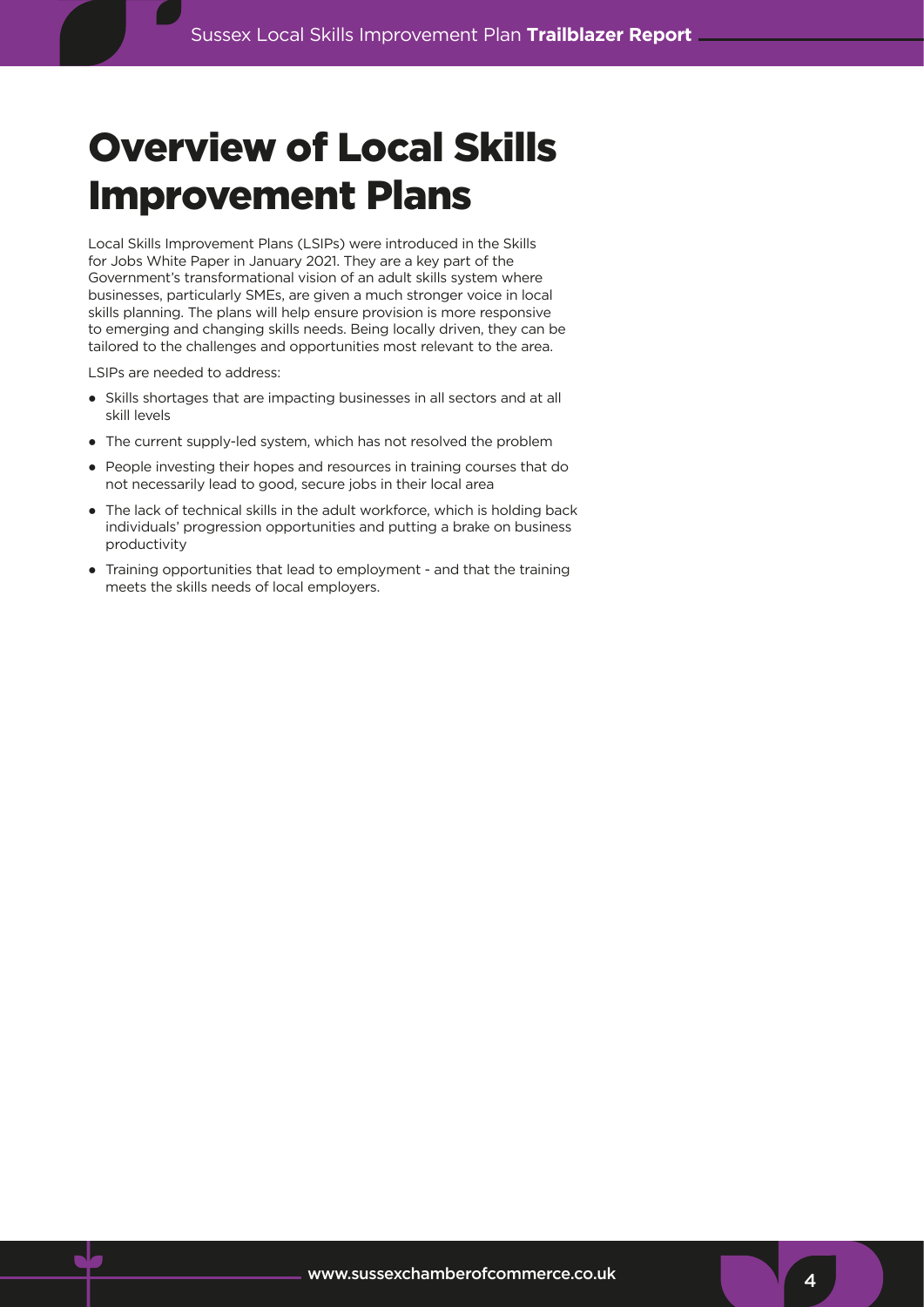# Overview of Local Skills Improvement Plans

Local Skills Improvement Plans (LSIPs) were introduced in the Skills for Jobs White Paper in January 2021. They are a key part of the Government's transformational vision of an adult skills system where businesses, particularly SMEs, are given a much stronger voice in local skills planning. The plans will help ensure provision is more responsive to emerging and changing skills needs. Being locally driven, they can be tailored to the challenges and opportunities most relevant to the area.

LSIPs are needed to address:

- Skills shortages that are impacting businesses in all sectors and at all skill levels
- The current supply-led system, which has not resolved the problem
- People investing their hopes and resources in training courses that do not necessarily lead to good, secure jobs in their local area
- The lack of technical skills in the adult workforce, which is holding back individuals' progression opportunities and putting a brake on business productivity
- Training opportunities that lead to employment - and that the training meets the skills needs of local employers.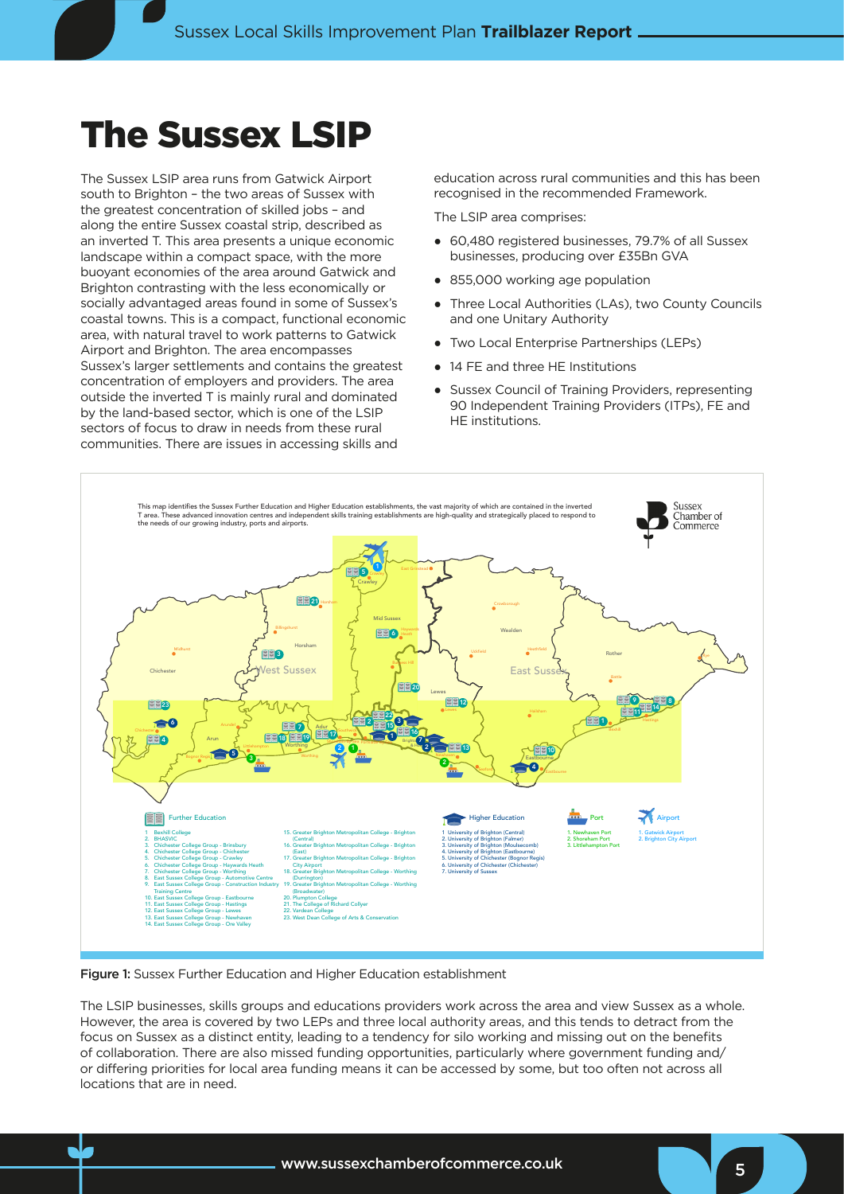# The Sussex LSIP

The Sussex LSIP area runs from Gatwick Airport south to Brighton – the two areas of Sussex with the greatest concentration of skilled jobs – and along the entire Sussex coastal strip, described as an inverted T. This area presents a unique economic landscape within a compact space, with the more buoyant economies of the area around Gatwick and Brighton contrasting with the less economically or socially advantaged areas found in some of Sussex's coastal towns. This is a compact, functional economic area, with natural travel to work patterns to Gatwick Airport and Brighton. The area encompasses Sussex's larger settlements and contains the greatest concentration of employers and providers. The area outside the inverted T is mainly rural and dominated by the land-based sector, which is one of the LSIP sectors of focus to draw in needs from these rural communities. There are issues in accessing skills and education across rural communities and this has been recognised in the recommended Framework.

The LSIP area comprises:

- 60,480 registered businesses, 79.7% of all Sussex businesses, producing over £35Bn GVA
- 855,000 working age population
- Three Local Authorities (LAs), two County Councils and one Unitary Authority
- Two Local Enterprise Partnerships (LEPs)
- 14 FE and three HE Institutions
- Sussex Council of Training Providers, representing 90 Independent Training Providers (ITPs), FE and HE institutions.

This map identifies the Sussex Further Education and Higher Education establishments, the vast majority of which are contained in the inverted T area. These advanced innovation centres and independent skills training establishments are high-quality and strategically placed to respond to the needs of our growing industry, ports and airports.

**Further Education**

1. Bexhill College
2. BHASVIC
3. Chichester College Group - Brinsbury
4. Chichester College Group - Chichester
5. Chichester College Group - Crawley
6. Chichester College Group - Haywards Heath
7. Chichester College Group - Worthing
8. East Sussex College Group - Automotive Centre
9. East Sussex College Group - Construction Industry Training Centre
10. East Sussex College Group - Eastbourne
11. East Sussex College Group - Hastings
12. East Sussex College Group - Lewes
13. East Sussex College Group - Newhaven
14. East Sussex College Group - Ore Valley
15. Greater Brighton Metropolitan College - Brighton (Central)
16. Greater Brighton Metropolitan College - Brighton (East)
17. Greater Brighton Metropolitan College - Brighton City Airport
18. Greater Brighton Metropolitan College - Worthing (Durrington)
19. Greater Brighton Metropolitan College - Worthing (Broadwater)
20. Plumpton College
21. The College of Richard Collyer
22. Varndean College
23. West Dean College of Arts & Conservation

**Higher Education**

1. University of Brighton (Central)
2. University of Brighton (Falmer)
3. University of Brighton (Moulsecomb)
4. University of Brighton (Eastbourne)
5. University of Chichester (Bognor Regis)
6. University of Chichester (Chichester)
7. University of Sussex

**Port**

1. Newhaven Port
2. Shoreham Port
3. Littlehampton Port

**Airport**

1. Gatwick Airport
2. Brighton City Airport

**Figure 1:** Sussex Further Education and Higher Education establishment

The LSIP businesses, skills groups and educations providers work across the area and view Sussex as a whole. However, the area is covered by two LEPs and three local authority areas, and this tends to detract from the focus on Sussex as a distinct entity, leading to a tendency for silo working and missing out on the benefits of collaboration. There are also missed funding opportunities, particularly where government funding and/or differing priorities for local area funding means it can be accessed by some, but too often not across all locations that are in need.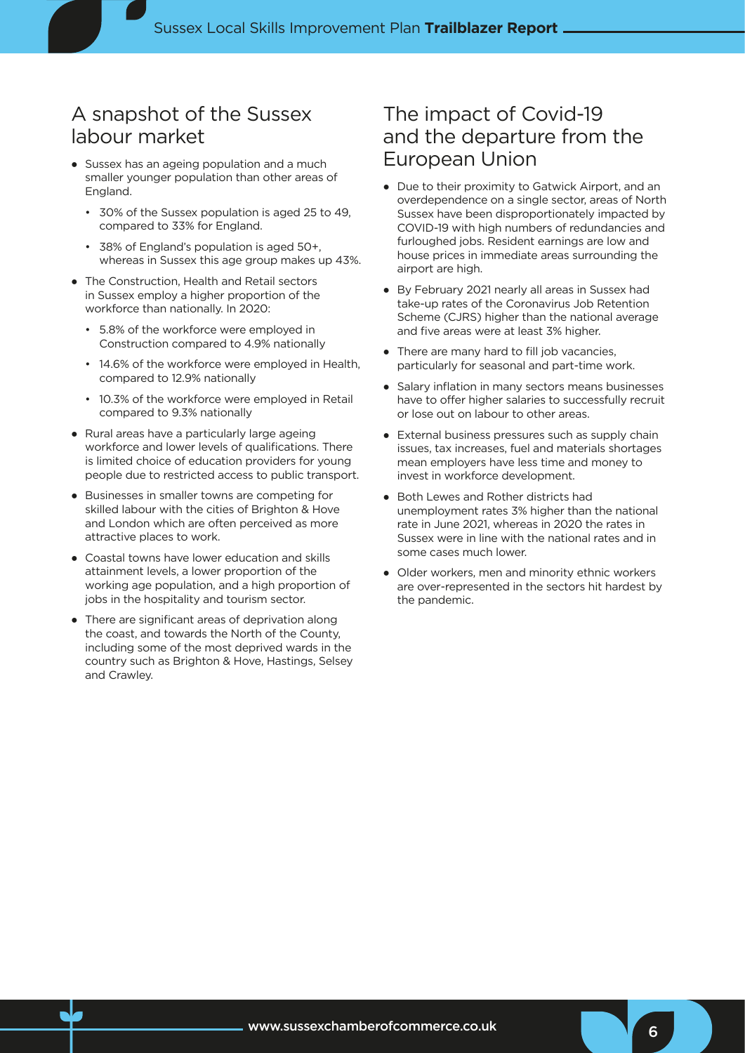## A snapshot of the Sussex labour market

- Sussex has an ageing population and a much smaller younger population than other areas of England.
  - 30% of the Sussex population is aged 25 to 49, compared to 33% for England.
  - 38% of England's population is aged 50+, whereas in Sussex this age group makes up 43%.
- The Construction, Health and Retail sectors in Sussex employ a higher proportion of the workforce than nationally. In 2020:
  - 5.8% of the workforce were employed in Construction compared to 4.9% nationally
  - 14.6% of the workforce were employed in Health, compared to 12.9% nationally
  - 10.3% of the workforce were employed in Retail compared to 9.3% nationally
- Rural areas have a particularly large ageing workforce and lower levels of qualifications. There is limited choice of education providers for young people due to restricted access to public transport.
- Businesses in smaller towns are competing for skilled labour with the cities of Brighton & Hove and London which are often perceived as more attractive places to work.
- Coastal towns have lower education and skills attainment levels, a lower proportion of the working age population, and a high proportion of jobs in the hospitality and tourism sector.
- There are significant areas of deprivation along the coast, and towards the North of the County, including some of the most deprived wards in the country such as Brighton & Hove, Hastings, Selsey and Crawley.

## The impact of Covid-19 and the departure from the European Union

- Due to their proximity to Gatwick Airport, and an overdependence on a single sector, areas of North Sussex have been disproportionately impacted by COVID-19 with high numbers of redundancies and furloughed jobs. Resident earnings are low and house prices in immediate areas surrounding the airport are high.
- By February 2021 nearly all areas in Sussex had take-up rates of the Coronavirus Job Retention Scheme (CJRS) higher than the national average and five areas were at least 3% higher.
- There are many hard to fill job vacancies, particularly for seasonal and part-time work.
- Salary inflation in many sectors means businesses have to offer higher salaries to successfully recruit or lose out on labour to other areas.
- External business pressures such as supply chain issues, tax increases, fuel and materials shortages mean employers have less time and money to invest in workforce development.
- Both Lewes and Rother districts had unemployment rates 3% higher than the national rate in June 2021, whereas in 2020 the rates in Sussex were in line with the national rates and in some cases much lower.
- Older workers, men and minority ethnic workers are over-represented in the sectors hit hardest by the pandemic.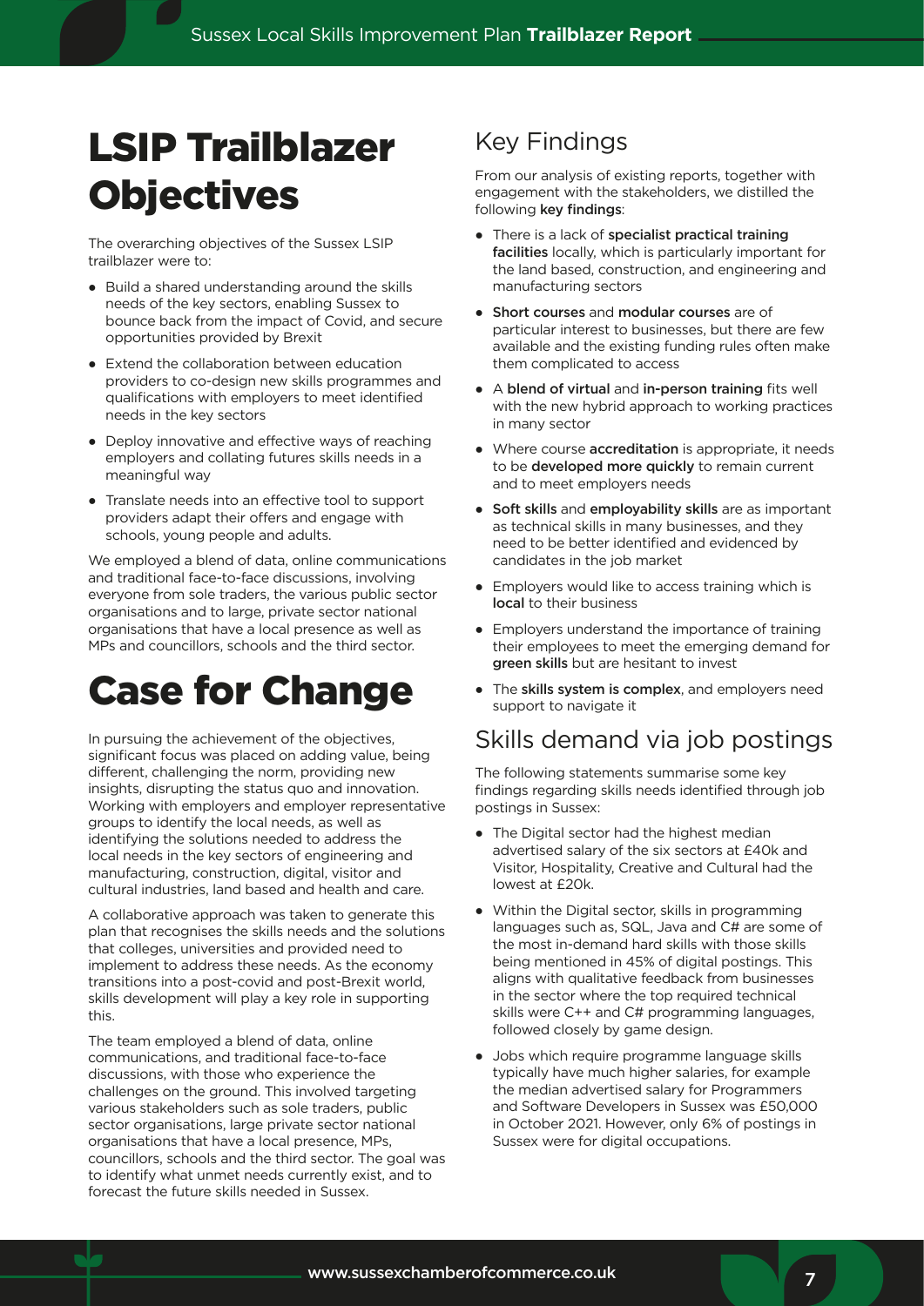# LSIP Trailblazer Objectives

The overarching objectives of the Sussex LSIP trailblazer were to:

- Build a shared understanding around the skills needs of the key sectors, enabling Sussex to bounce back from the impact of Covid, and secure opportunities provided by Brexit
- Extend the collaboration between education providers to co-design new skills programmes and qualifications with employers to meet identified needs in the key sectors
- Deploy innovative and effective ways of reaching employers and collating futures skills needs in a meaningful way
- Translate needs into an effective tool to support providers adapt their offers and engage with schools, young people and adults.

We employed a blend of data, online communications and traditional face-to-face discussions, involving everyone from sole traders, the various public sector organisations and to large, private sector national organisations that have a local presence as well as MPs and councillors, schools and the third sector.

# Case for Change

In pursuing the achievement of the objectives, significant focus was placed on adding value, being different, challenging the norm, providing new insights, disrupting the status quo and innovation. Working with employers and employer representative groups to identify the local needs, as well as identifying the solutions needed to address the local needs in the key sectors of engineering and manufacturing, construction, digital, visitor and cultural industries, land based and health and care.

A collaborative approach was taken to generate this plan that recognises the skills needs and the solutions that colleges, universities and provided need to implement to address these needs. As the economy transitions into a post-covid and post-Brexit world, skills development will play a key role in supporting this.

The team employed a blend of data, online communications, and traditional face-to-face discussions, with those who experience the challenges on the ground. This involved targeting various stakeholders such as sole traders, public sector organisations, large private sector national organisations that have a local presence, MPs, councillors, schools and the third sector. The goal was to identify what unmet needs currently exist, and to forecast the future skills needed in Sussex.

## Key Findings

From our analysis of existing reports, together with engagement with the stakeholders, we distilled the following **key findings**:

- There is a lack of **specialist practical training facilities** locally, which is particularly important for the land based, construction, and engineering and manufacturing sectors
- **Short courses** and **modular courses** are of particular interest to businesses, but there are few available and the existing funding rules often make them complicated to access
- A **blend of virtual** and **in-person training** fits well with the new hybrid approach to working practices in many sector
- Where course **accreditation** is appropriate, it needs to be **developed more quickly** to remain current and to meet employers needs
- **Soft skills** and **employability skills** are as important as technical skills in many businesses, and they need to be better identified and evidenced by candidates in the job market
- Employers would like to access training which is **local** to their business
- Employers understand the importance of training their employees to meet the emerging demand for **green skills** but are hesitant to invest
- The **skills system is complex**, and employers need support to navigate it

## Skills demand via job postings

The following statements summarise some key findings regarding skills needs identified through job postings in Sussex:

- The Digital sector had the highest median advertised salary of the six sectors at £40k and Visitor, Hospitality, Creative and Cultural had the lowest at £20k.
- Within the Digital sector, skills in programming languages such as, SQL, Java and C# are some of the most in-demand hard skills with those skills being mentioned in 45% of digital postings. This aligns with qualitative feedback from businesses in the sector where the top required technical skills were C++ and C# programming languages, followed closely by game design.
- Jobs which require programme language skills typically have much higher salaries, for example the median advertised salary for Programmers and Software Developers in Sussex was £50,000 in October 2021. However, only 6% of postings in Sussex were for digital occupations.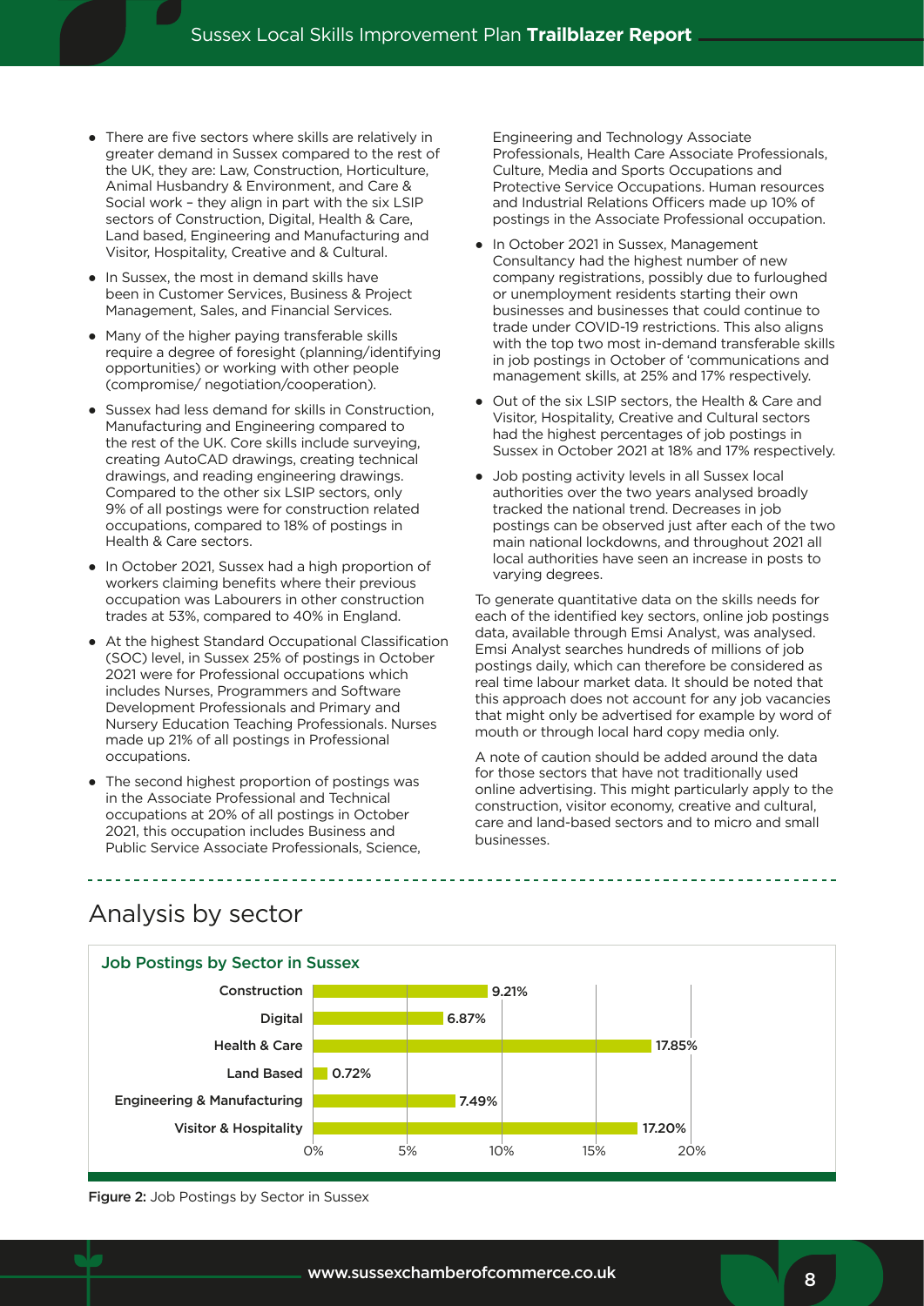- There are five sectors where skills are relatively in greater demand in Sussex compared to the rest of the UK, they are: Law, Construction, Horticulture, Animal Husbandry & Environment, and Care & Social work – they align in part with the six LSIP sectors of Construction, Digital, Health & Care, Land based, Engineering and Manufacturing and Visitor, Hospitality, Creative and & Cultural.
- In Sussex, the most in demand skills have been in Customer Services, Business & Project Management, Sales, and Financial Services.
- Many of the higher paying transferable skills require a degree of foresight (planning/identifying opportunities) or working with other people (compromise/ negotiation/cooperation).
- Sussex had less demand for skills in Construction, Manufacturing and Engineering compared to the rest of the UK. Core skills include surveying, creating AutoCAD drawings, creating technical drawings, and reading engineering drawings. Compared to the other six LSIP sectors, only 9% of all postings were for construction related occupations, compared to 18% of postings in Health & Care sectors.
- In October 2021, Sussex had a high proportion of workers claiming benefits where their previous occupation was Labourers in other construction trades at 53%, compared to 40% in England.
- At the highest Standard Occupational Classification (SOC) level, in Sussex 25% of postings in October 2021 were for Professional occupations which includes Nurses, Programmers and Software Development Professionals and Primary and Nursery Education Teaching Professionals. Nurses made up 21% of all postings in Professional occupations.
- The second highest proportion of postings was in the Associate Professional and Technical occupations at 20% of all postings in October 2021, this occupation includes Business and Public Service Associate Professionals, Science, Engineering and Technology Associate Professionals, Health Care Associate Professionals, Culture, Media and Sports Occupations and Protective Service Occupations. Human resources and Industrial Relations Officers made up 10% of postings in the Associate Professional occupation.
- In October 2021 in Sussex, Management Consultancy had the highest number of new company registrations, possibly due to furloughed or unemployment residents starting their own businesses and businesses that could continue to trade under COVID-19 restrictions. This also aligns with the top two most in-demand transferable skills in job postings in October of 'communications and management skills, at 25% and 17% respectively.
- Out of the six LSIP sectors, the Health & Care and Visitor, Hospitality, Creative and Cultural sectors had the highest percentages of job postings in Sussex in October 2021 at 18% and 17% respectively.
- Job posting activity levels in all Sussex local authorities over the two years analysed broadly tracked the national trend. Decreases in job postings can be observed just after each of the two main national lockdowns, and throughout 2021 all local authorities have seen an increase in posts to varying degrees.

To generate quantitative data on the skills needs for each of the identified key sectors, online job postings data, available through Emsi Analyst, was analysed. Emsi Analyst searches hundreds of millions of job postings daily, which can therefore be considered as real time labour market data. It should be noted that this approach does not account for any job vacancies that might only be advertised for example by word of mouth or through local hard copy media only.

A note of caution should be added around the data for those sectors that have not traditionally used online advertising. This might particularly apply to the construction, visitor economy, creative and cultural, care and land-based sectors and to micro and small businesses.

## Analysis by sector

**Job Postings by Sector in Sussex**

| Sector | Job Postings |
|---|---|
| Construction | 9.21% |
| Digital | 6.87% |
| Health & Care | 17.85% |
| Land Based | 0.72% |
| Engineering & Manufacturing | 7.49% |
| Visitor & Hospitality | 17.20% |

**Figure 2:** Job Postings by Sector in Sussex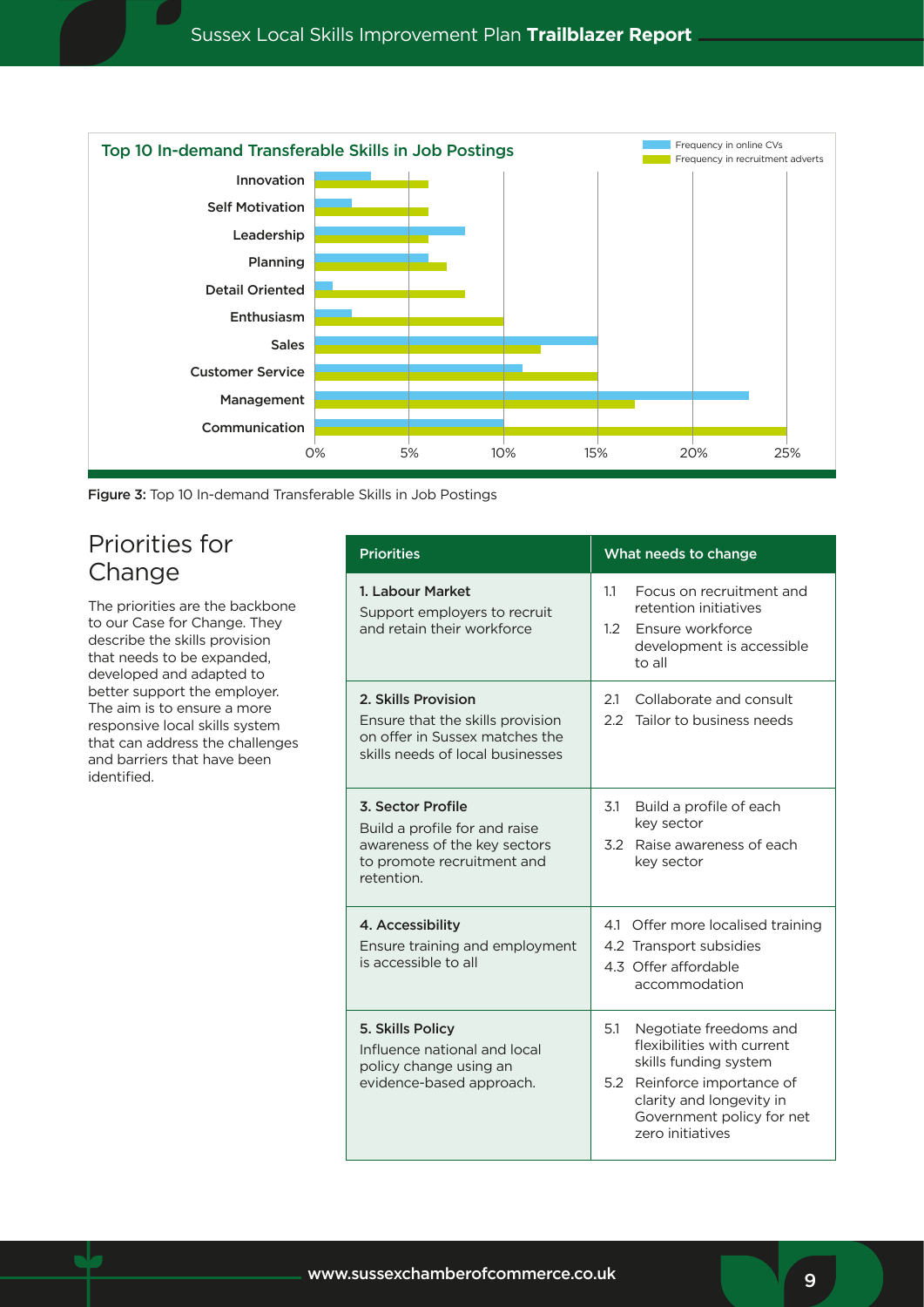**Top 10 In-demand Transferable Skills in Job Postings**

| Skill | Frequency in online CVs | Frequency in recruitment adverts |
|---|---|---|
| Innovation | 3% | 6% |
| Self Motivation | 2% | 6% |
| Leadership | 8% | 6% |
| Planning | 6% | 7% |
| Detail Oriented | 1% | 8% |
| Enthusiasm | 2% | 10% |
| Sales | 15% | 12% |
| Customer Service | 11% | 15% |
| Management | 23% | 17% |
| Communication | 10% | 25% |

**Figure 3:** Top 10 In-demand Transferable Skills in Job Postings

## Priorities for Change

The priorities are the backbone to our Case for Change. They describe the skills provision that needs to be expanded, developed and adapted to better support the employer. The aim is to ensure a more responsive local skills system that can address the challenges and barriers that have been identified.

| Priorities | What needs to change |
|---|---|
| **1. Labour Market**<br>Support employers to recruit and retain their workforce | 1.1 Focus on recruitment and retention initiatives<br>1.2 Ensure workforce development is accessible to all |
| **2. Skills Provision**<br>Ensure that the skills provision on offer in Sussex matches the skills needs of local businesses | 2.1 Collaborate and consult<br>2.2 Tailor to business needs |
| **3. Sector Profile**<br>Build a profile for and raise awareness of the key sectors to promote recruitment and retention. | 3.1 Build a profile of each key sector<br>3.2 Raise awareness of each key sector |
| **4. Accessibility**<br>Ensure training and employment is accessible to all | 4.1 Offer more localised training<br>4.2 Transport subsidies<br>4.3 Offer affordable accommodation |
| **5. Skills Policy**<br>Influence national and local policy change using an evidence-based approach. | 5.1 Negotiate freedoms and flexibilities with current skills funding system<br>5.2 Reinforce importance of clarity and longevity in Government policy for net zero initiatives |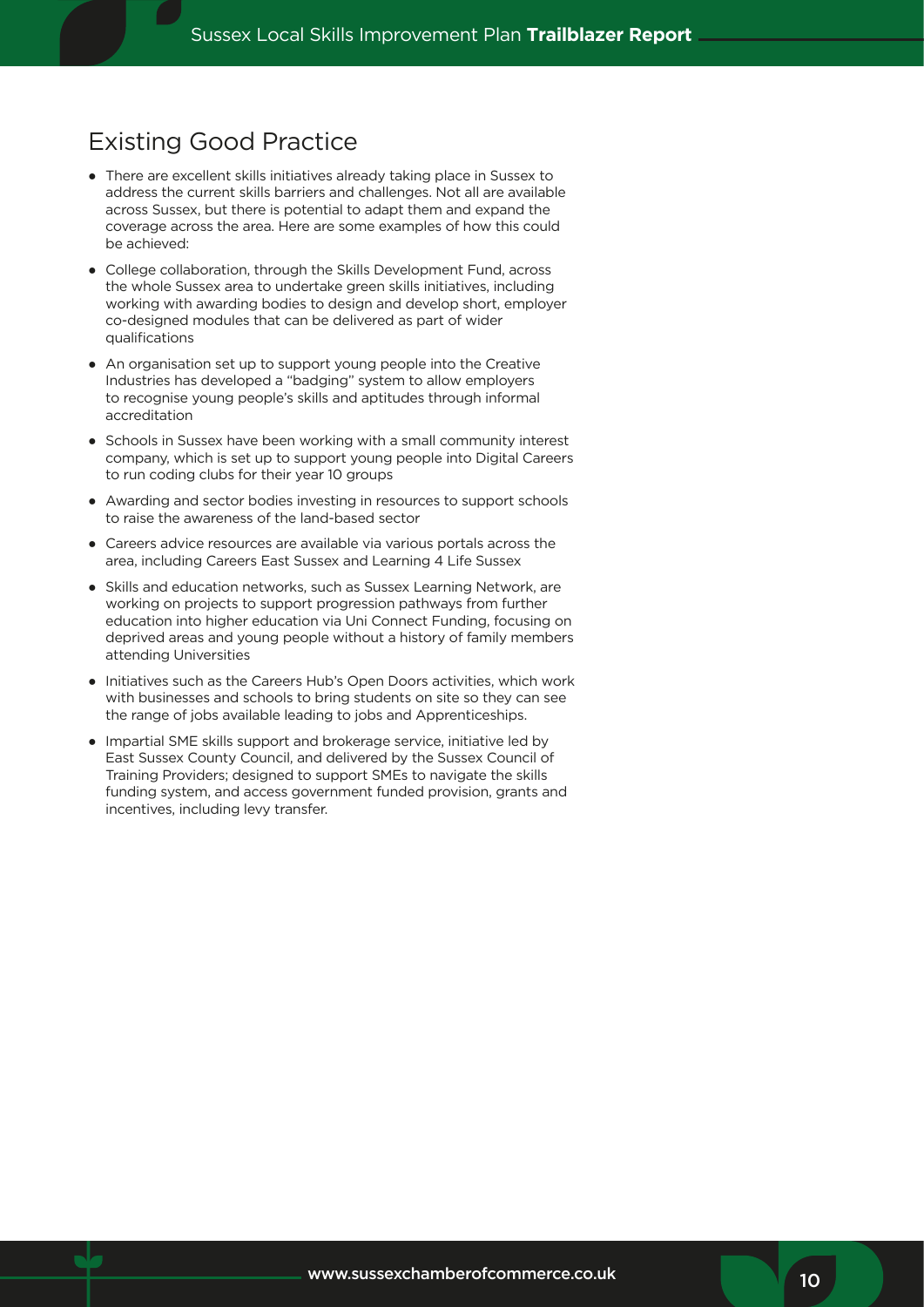## Existing Good Practice

- There are excellent skills initiatives already taking place in Sussex to address the current skills barriers and challenges. Not all are available across Sussex, but there is potential to adapt them and expand the coverage across the area. Here are some examples of how this could be achieved:
- College collaboration, through the Skills Development Fund, across the whole Sussex area to undertake green skills initiatives, including working with awarding bodies to design and develop short, employer co-designed modules that can be delivered as part of wider qualifications
- An organisation set up to support young people into the Creative Industries has developed a "badging" system to allow employers to recognise young people's skills and aptitudes through informal accreditation
- Schools in Sussex have been working with a small community interest company, which is set up to support young people into Digital Careers to run coding clubs for their year 10 groups
- Awarding and sector bodies investing in resources to support schools to raise the awareness of the land-based sector
- Careers advice resources are available via various portals across the area, including Careers East Sussex and Learning 4 Life Sussex
- Skills and education networks, such as Sussex Learning Network, are working on projects to support progression pathways from further education into higher education via Uni Connect Funding, focusing on deprived areas and young people without a history of family members attending Universities
- Initiatives such as the Careers Hub's Open Doors activities, which work with businesses and schools to bring students on site so they can see the range of jobs available leading to jobs and Apprenticeships.
- Impartial SME skills support and brokerage service, initiative led by East Sussex County Council, and delivered by the Sussex Council of Training Providers; designed to support SMEs to navigate the skills funding system, and access government funded provision, grants and incentives, including levy transfer.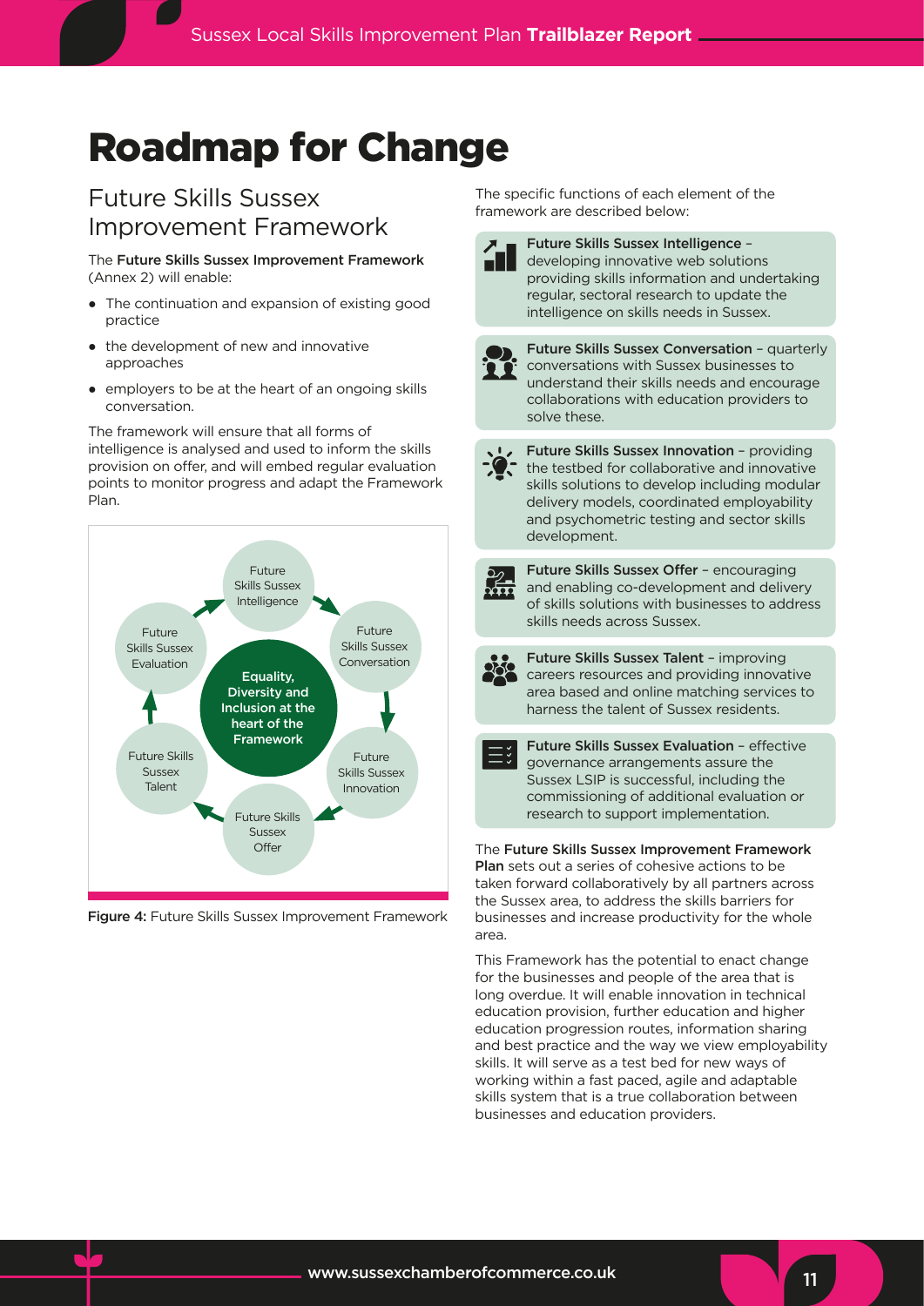# Roadmap for Change

## Future Skills Sussex Improvement Framework

The **Future Skills Sussex Improvement Framework** (Annex 2) will enable:

- The continuation and expansion of existing good practice
- the development of new and innovative approaches
- employers to be at the heart of an ongoing skills conversation.

The framework will ensure that all forms of intelligence is analysed and used to inform the skills provision on offer, and will embed regular evaluation points to monitor progress and adapt the Framework Plan.

Future Skills Sussex Intelligence → Future Skills Sussex Conversation → Future Skills Sussex Innovation → Future Skills Sussex Offer → Future Skills Sussex Talent → Future Skills Sussex Evaluation → Future Skills Sussex Intelligence

**Equality, Diversity and Inclusion at the heart of the Framework**

**Figure 4:** Future Skills Sussex Improvement Framework

The specific functions of each element of the framework are described below:

**Future Skills Sussex Intelligence** – developing innovative web solutions providing skills information and undertaking regular, sectoral research to update the intelligence on skills needs in Sussex.

**Future Skills Sussex Conversation** – quarterly conversations with Sussex businesses to understand their skills needs and encourage collaborations with education providers to solve these.

**Future Skills Sussex Innovation** – providing the testbed for collaborative and innovative skills solutions to develop including modular delivery models, coordinated employability and psychometric testing and sector skills development.

**Future Skills Sussex Offer** – encouraging and enabling co-development and delivery of skills solutions with businesses to address skills needs across Sussex.

**Future Skills Sussex Talent** – improving careers resources and providing innovative area based and online matching services to harness the talent of Sussex residents.

**Future Skills Sussex Evaluation** – effective governance arrangements assure the Sussex LSIP is successful, including the commissioning of additional evaluation or research to support implementation.

The **Future Skills Sussex Improvement Framework Plan** sets out a series of cohesive actions to be taken forward collaboratively by all partners across the Sussex area, to address the skills barriers for businesses and increase productivity for the whole area.

This Framework has the potential to enact change for the businesses and people of the area that is long overdue. It will enable innovation in technical education provision, further education and higher education progression routes, information sharing and best practice and the way we view employability skills. It will serve as a test bed for new ways of working within a fast paced, agile and adaptable skills system that is a true collaboration between businesses and education providers.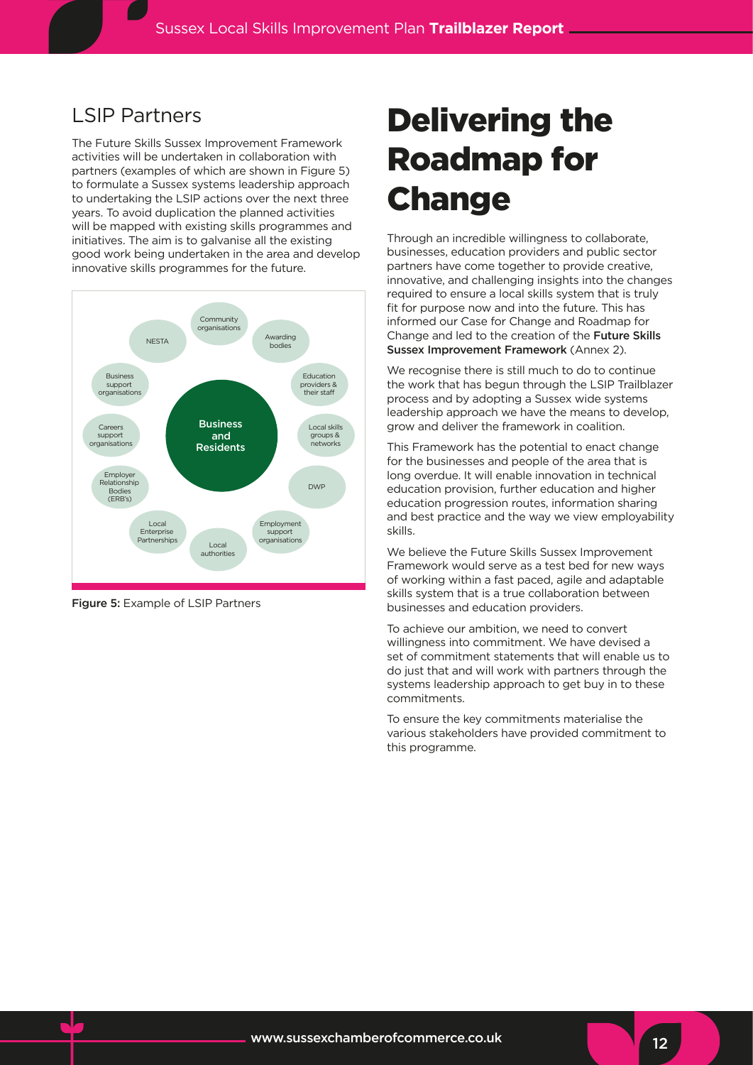## LSIP Partners

The Future Skills Sussex Improvement Framework activities will be undertaken in collaboration with partners (examples of which are shown in Figure 5) to formulate a Sussex systems leadership approach to undertaking the LSIP actions over the next three years. To avoid duplication the planned activities will be mapped with existing skills programmes and initiatives. The aim is to galvanise all the existing good work being undertaken in the area and develop innovative skills programmes for the future.

Business and Residents

- Community organisations
- Awarding bodies
- Education providers & their staff
- Local skills groups & networks
- DWP
- Employment support organisations
- Local authorities
- Local Enterprise Partnerships
- Employer Relationship Bodies (ERB's)
- Careers support organisations
- Business support organisations
- NESTA

**Figure 5:** Example of LSIP Partners

# Delivering the Roadmap for Change

Through an incredible willingness to collaborate, businesses, education providers and public sector partners have come together to provide creative, innovative, and challenging insights into the changes required to ensure a local skills system that is truly fit for purpose now and into the future. This has informed our Case for Change and Roadmap for Change and led to the creation of the **Future Skills Sussex Improvement Framework** (Annex 2).

We recognise there is still much to do to continue the work that has begun through the LSIP Trailblazer process and by adopting a Sussex wide systems leadership approach we have the means to develop, grow and deliver the framework in coalition.

This Framework has the potential to enact change for the businesses and people of the area that is long overdue. It will enable innovation in technical education provision, further education and higher education progression routes, information sharing and best practice and the way we view employability skills.

We believe the Future Skills Sussex Improvement Framework would serve as a test bed for new ways of working within a fast paced, agile and adaptable skills system that is a true collaboration between businesses and education providers.

To achieve our ambition, we need to convert willingness into commitment. We have devised a set of commitment statements that will enable us to do just that and will work with partners through the systems leadership approach to get buy in to these commitments.

To ensure the key commitments materialise the various stakeholders have provided commitment to this programme.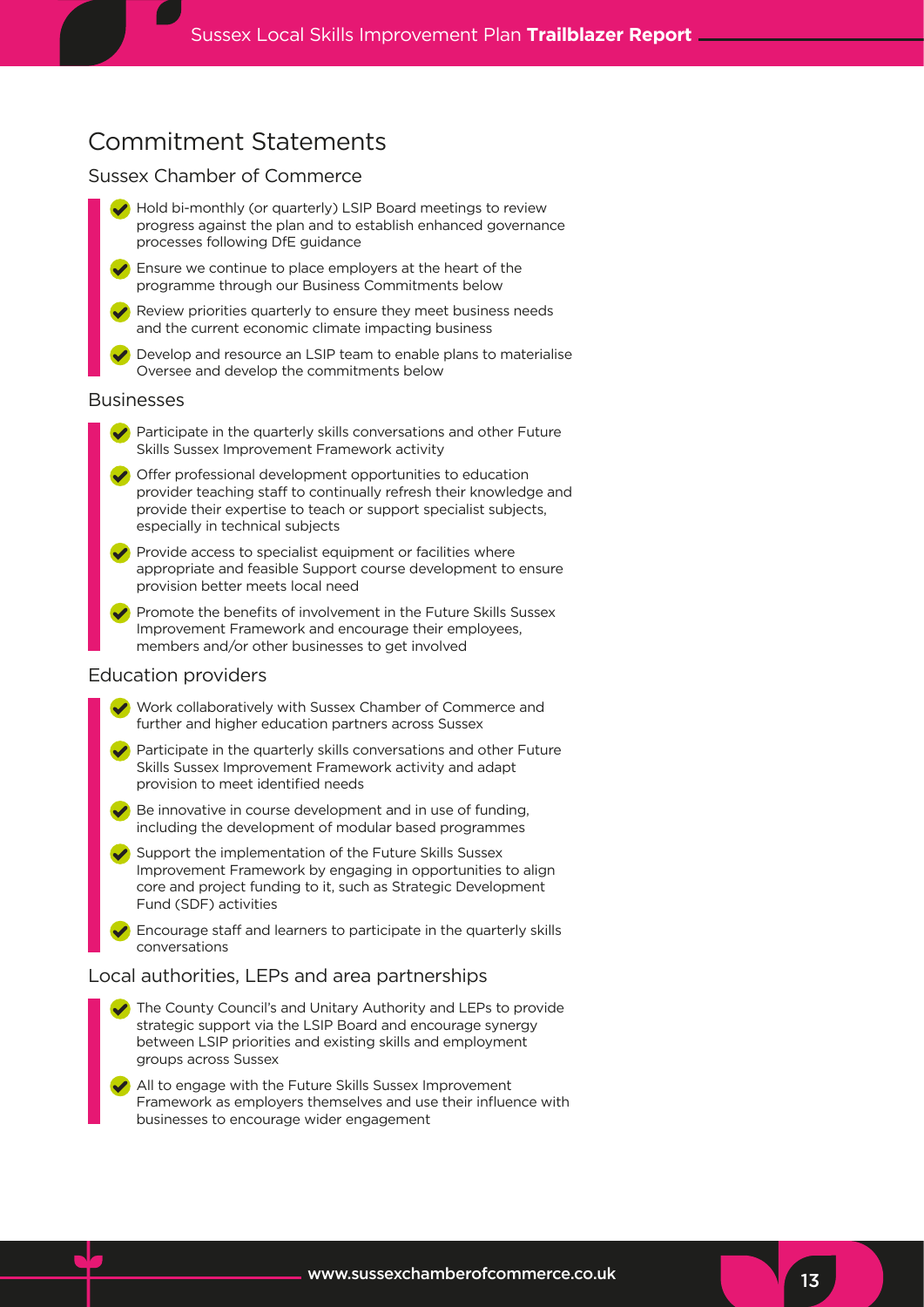# Commitment Statements

## Sussex Chamber of Commerce

- Hold bi-monthly (or quarterly) LSIP Board meetings to review progress against the plan and to establish enhanced governance processes following DfE guidance
- Ensure we continue to place employers at the heart of the programme through our Business Commitments below
- Review priorities quarterly to ensure they meet business needs and the current economic climate impacting business
- Develop and resource an LSIP team to enable plans to materialise Oversee and develop the commitments below

## Businesses

- Participate in the quarterly skills conversations and other Future Skills Sussex Improvement Framework activity
- Offer professional development opportunities to education provider teaching staff to continually refresh their knowledge and provide their expertise to teach or support specialist subjects, especially in technical subjects
- Provide access to specialist equipment or facilities where appropriate and feasible Support course development to ensure provision better meets local need
- Promote the benefits of involvement in the Future Skills Sussex Improvement Framework and encourage their employees, members and/or other businesses to get involved

## Education providers

- Work collaboratively with Sussex Chamber of Commerce and further and higher education partners across Sussex
- Participate in the quarterly skills conversations and other Future Skills Sussex Improvement Framework activity and adapt provision to meet identified needs
- Be innovative in course development and in use of funding, including the development of modular based programmes
- Support the implementation of the Future Skills Sussex Improvement Framework by engaging in opportunities to align core and project funding to it, such as Strategic Development Fund (SDF) activities
- Encourage staff and learners to participate in the quarterly skills conversations

## Local authorities, LEPs and area partnerships

- The County Council's and Unitary Authority and LEPs to provide strategic support via the LSIP Board and encourage synergy between LSIP priorities and existing skills and employment groups across Sussex
- All to engage with the Future Skills Sussex Improvement Framework as employers themselves and use their influence with businesses to encourage wider engagement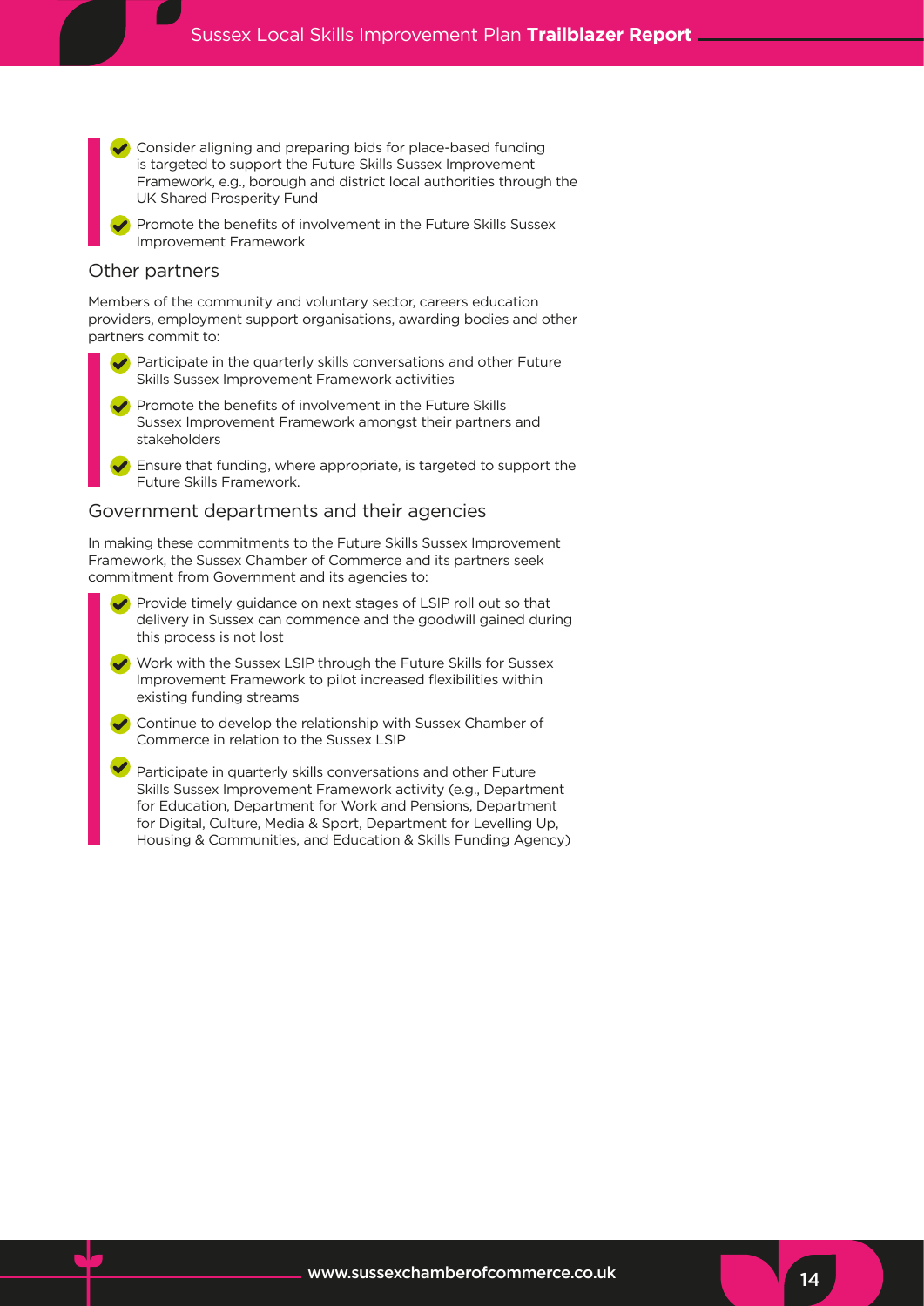- Consider aligning and preparing bids for place-based funding is targeted to support the Future Skills Sussex Improvement Framework, e.g., borough and district local authorities through the UK Shared Prosperity Fund
- Promote the benefits of involvement in the Future Skills Sussex Improvement Framework

## Other partners

Members of the community and voluntary sector, careers education providers, employment support organisations, awarding bodies and other partners commit to:

- Participate in the quarterly skills conversations and other Future Skills Sussex Improvement Framework activities
- Promote the benefits of involvement in the Future Skills Sussex Improvement Framework amongst their partners and stakeholders
- Ensure that funding, where appropriate, is targeted to support the Future Skills Framework.

## Government departments and their agencies

In making these commitments to the Future Skills Sussex Improvement Framework, the Sussex Chamber of Commerce and its partners seek commitment from Government and its agencies to:

- Provide timely guidance on next stages of LSIP roll out so that delivery in Sussex can commence and the goodwill gained during this process is not lost
- Work with the Sussex LSIP through the Future Skills for Sussex Improvement Framework to pilot increased flexibilities within existing funding streams
- Continue to develop the relationship with Sussex Chamber of Commerce in relation to the Sussex LSIP
- Participate in quarterly skills conversations and other Future Skills Sussex Improvement Framework activity (e.g., Department for Education, Department for Work and Pensions, Department for Digital, Culture, Media & Sport, Department for Levelling Up, Housing & Communities, and Education & Skills Funding Agency)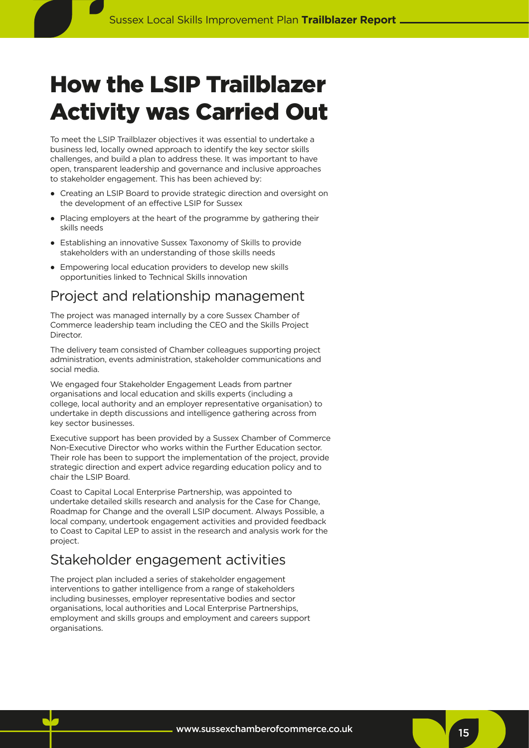# How the LSIP Trailblazer Activity was Carried Out

To meet the LSIP Trailblazer objectives it was essential to undertake a business led, locally owned approach to identify the key sector skills challenges, and build a plan to address these. It was important to have open, transparent leadership and governance and inclusive approaches to stakeholder engagement. This has been achieved by:

- Creating an LSIP Board to provide strategic direction and oversight on the development of an effective LSIP for Sussex
- Placing employers at the heart of the programme by gathering their skills needs
- Establishing an innovative Sussex Taxonomy of Skills to provide stakeholders with an understanding of those skills needs
- Empowering local education providers to develop new skills opportunities linked to Technical Skills innovation

## Project and relationship management

The project was managed internally by a core Sussex Chamber of Commerce leadership team including the CEO and the Skills Project Director.

The delivery team consisted of Chamber colleagues supporting project administration, events administration, stakeholder communications and social media.

We engaged four Stakeholder Engagement Leads from partner organisations and local education and skills experts (including a college, local authority and an employer representative organisation) to undertake in depth discussions and intelligence gathering across from key sector businesses.

Executive support has been provided by a Sussex Chamber of Commerce Non-Executive Director who works within the Further Education sector. Their role has been to support the implementation of the project, provide strategic direction and expert advice regarding education policy and to chair the LSIP Board.

Coast to Capital Local Enterprise Partnership, was appointed to undertake detailed skills research and analysis for the Case for Change, Roadmap for Change and the overall LSIP document. Always Possible, a local company, undertook engagement activities and provided feedback to Coast to Capital LEP to assist in the research and analysis work for the project.

## Stakeholder engagement activities

The project plan included a series of stakeholder engagement interventions to gather intelligence from a range of stakeholders including businesses, employer representative bodies and sector organisations, local authorities and Local Enterprise Partnerships, employment and skills groups and employment and careers support organisations.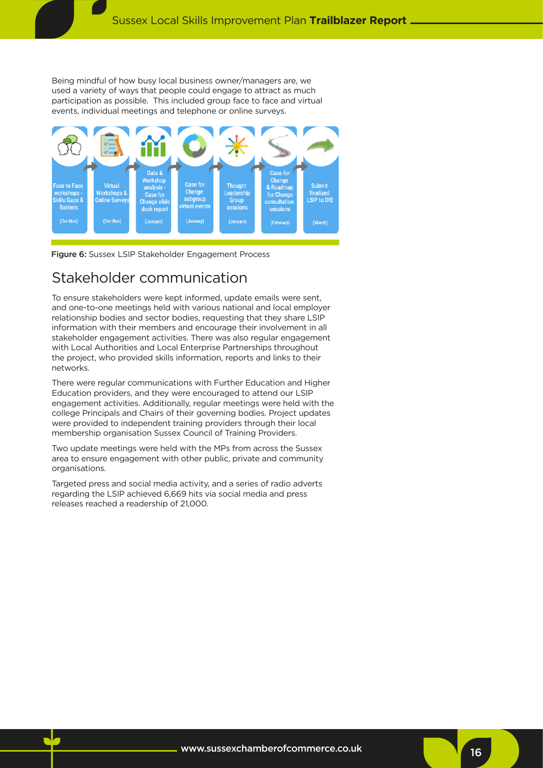Being mindful of how busy local business owner/managers are, we used a variety of ways that people could engage to attract as much participation as possible. This included group face to face and virtual events, individual meetings and telephone or online surveys.

- Face to Face workshops - Skills Gaps & Barriers (Oct-Nov)
- Virtual Workshops & Online Surveys (Oct-Nov)
- Data & Workshop analysis - Case for Change slide deck report (January)
- Case for Change subgroup virtual events (January)
- Thought Leadership Group sessions (January)
- Case for Change & Roadmap for Change consultation sessions (February)
- Submit finalised LSIP to DfE (March)

**Figure 6:** Sussex LSIP Stakeholder Engagement Process

## Stakeholder communication

To ensure stakeholders were kept informed, update emails were sent, and one-to-one meetings held with various national and local employer relationship bodies and sector bodies, requesting that they share LSIP information with their members and encourage their involvement in all stakeholder engagement activities. There was also regular engagement with Local Authorities and Local Enterprise Partnerships throughout the project, who provided skills information, reports and links to their networks.

There were regular communications with Further Education and Higher Education providers, and they were encouraged to attend our LSIP engagement activities. Additionally, regular meetings were held with the college Principals and Chairs of their governing bodies. Project updates were provided to independent training providers through their local membership organisation Sussex Council of Training Providers.

Two update meetings were held with the MPs from across the Sussex area to ensure engagement with other public, private and community organisations.

Targeted press and social media activity, and a series of radio adverts regarding the LSIP achieved 6,669 hits via social media and press releases reached a readership of 21,000.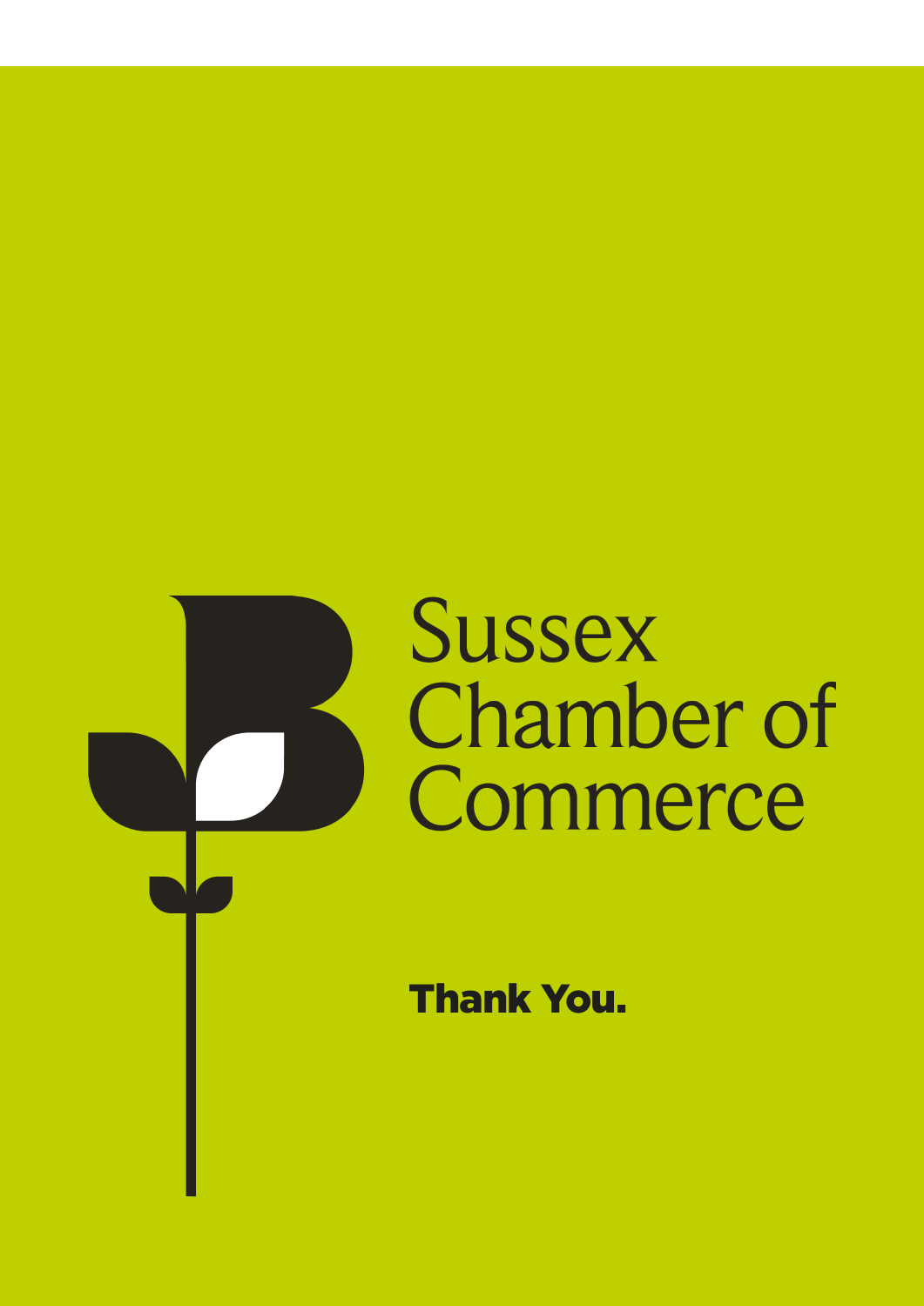Sussex Chamber of Commerce

**Thank You.**